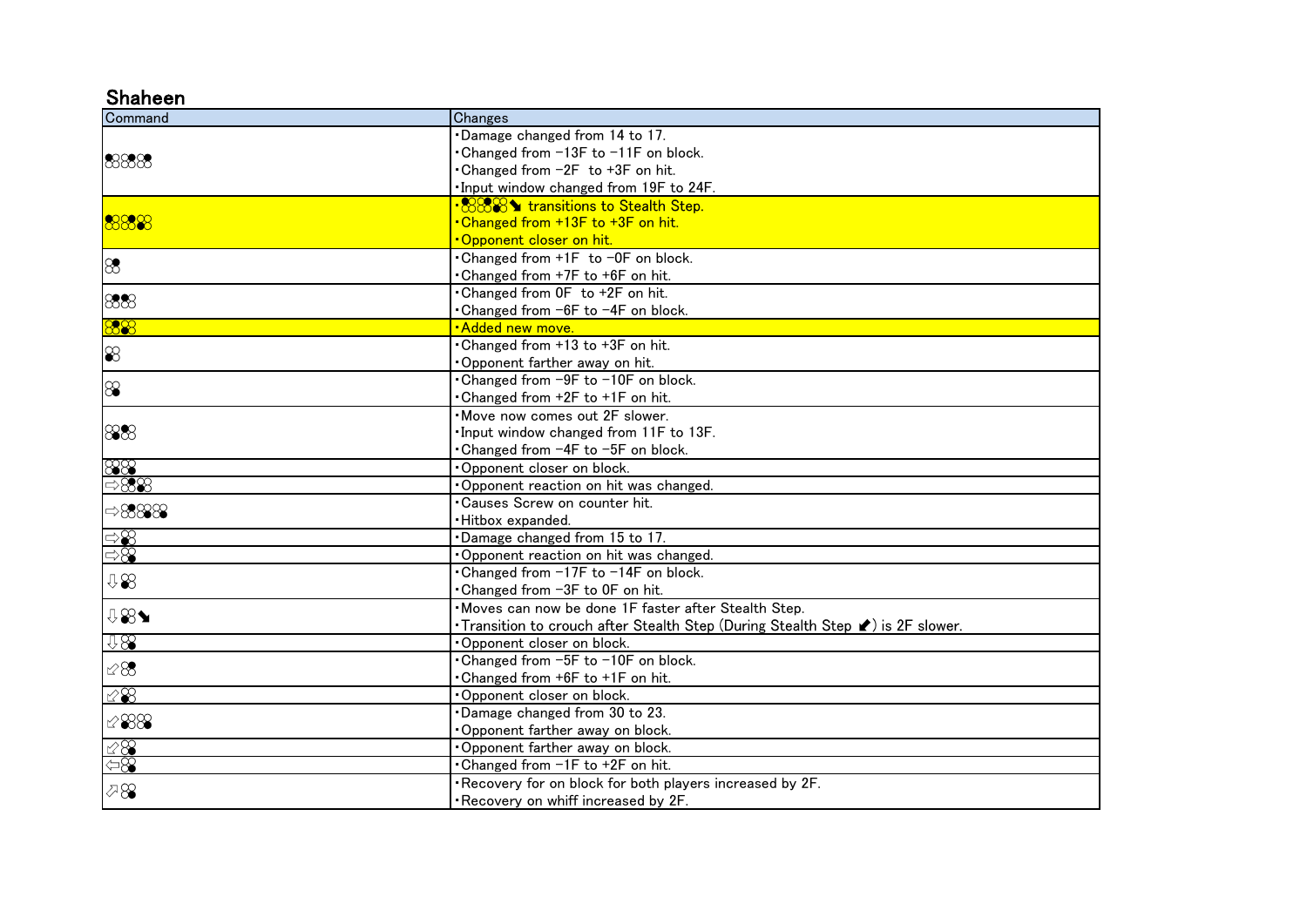# Shaheen

| Command | Changes |
|---|---|
| 1,2,1 | ・Damage changed from 14 to 17.<br>・Changed from −13F to −11F on block.<br>・Changed from −2F to +3F on hit.<br>・Input window changed from 19F to 24F. |
| 1,2,2 | ・1,2,2➘ transitions to Stealth Step.<br>・Changed from +13F to +3F on hit.<br>・Opponent closer on hit. |
| 2 | ・Changed from +1F to −0F on block.<br>・Changed from +7F to +6F on hit. |
| 2,1 | ・Changed from 0F to +2F on hit.<br>・Changed from −6F to −4F on block. |
| 1,2 | ・Added new move. |
| 3 | ・Changed from +13 to +3F on hit.<br>・Opponent farther away on hit. |
| 4 | ・Changed from −9F to −10F on block.<br>・Changed from +2F to +1F on hit. |
| 3,2 | ・Move now comes out 2F slower.<br>・Input window changed from 11F to 13F.<br>・Changed from −4F to −5F on block. |
| 4,4 | ・Opponent closer on block. |
| ⇨1,2 | ・Opponent reaction on hit was changed. |
| ⇨1,2,1,2 | ・Causes Screw on counter hit.<br>・Hitbox expanded. |
| ⇨1 | ・Damage changed from 15 to 17. |
| ⇨4 | ・Opponent reaction on hit was changed. |
| ⇩3 | ・Changed from −17F to −14F on block.<br>・Changed from −3F to 0F on hit. |
| ⇩2➘ | ・Moves can now be done 1F faster after Stealth Step.<br>・Transition to crouch after Stealth Step (During Stealth Step ⬋) is 2F slower. |
| ⇩4 | ・Opponent closer on block. |
| ⬃2 | ・Changed from −5F to −10F on block.<br>・Changed from +6F to +1F on hit. |
| ⬃1 | ・Opponent closer on block. |
| ⬃1,4 | ・Damage changed from 30 to 23.<br>・Opponent farther away on block. |
| ⬃4 | ・Opponent farther away on block. |
| ⇦4 | ・Changed from −1F to +2F on hit. |
| ⬀4 | ・Recovery for on block for both players increased by 2F.<br>・Recovery on whiff increased by 2F. |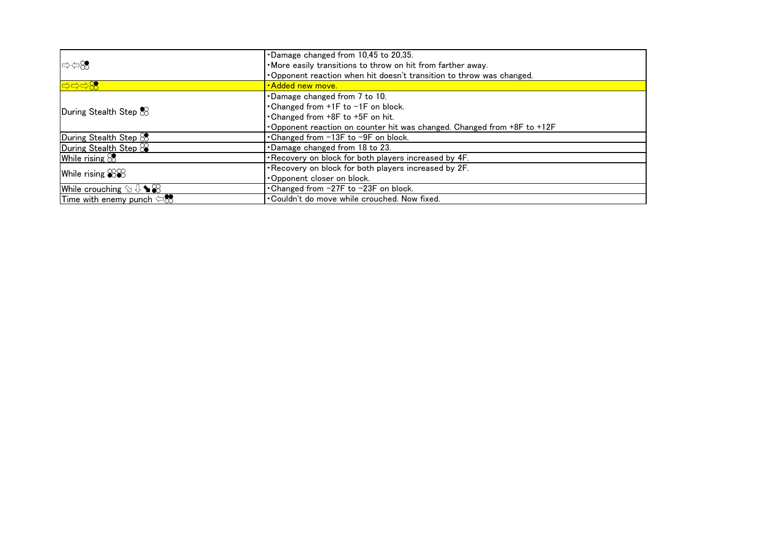| | |
|---|---|
| ⇨⇦[2] | ・Damage changed from 10,45 to 20,35.<br>・More easily transitions to throw on hit from farther away.<br>・Opponent reaction when hit doesn't transition to throw was changed. |
| ⇨⇨⇨[2] | ・Added new move. |
| During Stealth Step [1] | ・Damage changed from 7 to 10.<br>・Changed from +1F to −1F on block.<br>・Changed from +8F to +5F on hit.<br>・Opponent reaction on counter hit was changed. Changed from +8F to +12F |
| During Stealth Step [3] | ・Changed from −13F to −9F on block. |
| During Stealth Step [4] | ・Damage changed from 18 to 23. |
| While rising [2] | ・Recovery on block for both players increased by 4F. |
| While rising [3][4] | ・Recovery on block for both players increased by 2F.<br>・Opponent closer on block. |
| While crouching ⇘⇩⬊[4] | ・Changed from −27F to −23F on block. |
| Time with enemy punch ⇦[1+2] | ・Couldn't do move while crouched. Now fixed. |